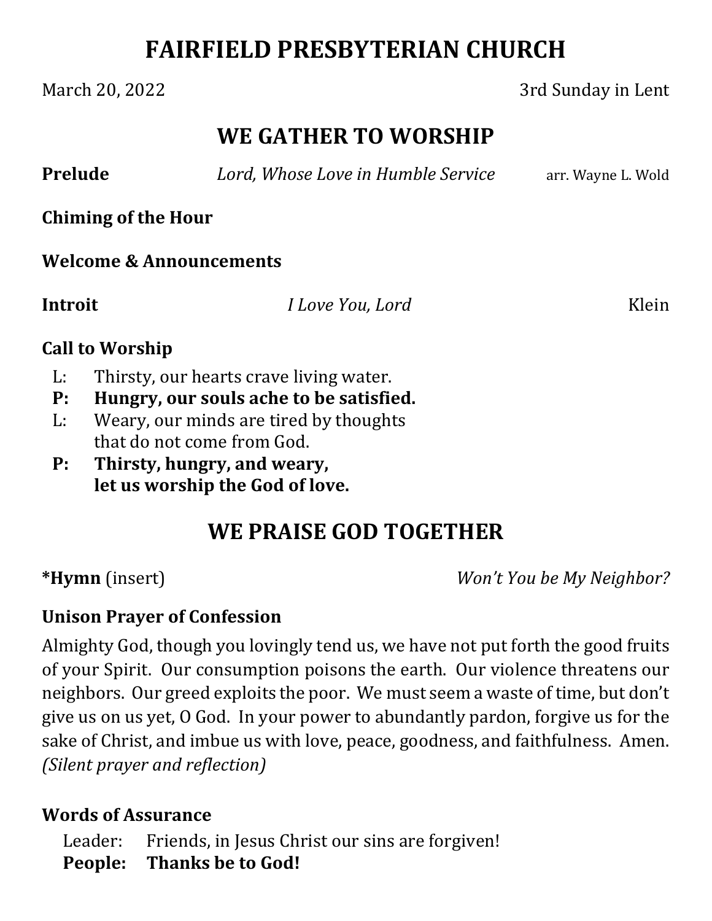# FAIRFIELD PRESBYTERIAN CHURCH

March 20, 2022 3rd Sunday in Lent

## WE GATHER TO WORSHIP

**Prelude** *Lord, Whose Love in Humble Service* arr. Wayne L. Wold

**Chiming of the Hour**

**Welcome & Announcements**

**Introit** *I Love You, Lord* Klein

**Call to Worship**

L: Thirsty, our hearts crave living water.
**P: Hungry, our souls ache to be satisfied.**
L: Weary, our minds are tired by thoughts that do not come from God.
**P: Thirsty, hungry, and weary, let us worship the God of love.**

## WE PRAISE GOD TOGETHER

***Hymn** (insert) *Won't You be My Neighbor?*

**Unison Prayer of Confession**

Almighty God, though you lovingly tend us, we have not put forth the good fruits of your Spirit. Our consumption poisons the earth. Our violence threatens our neighbors. Our greed exploits the poor. We must seem a waste of time, but don't give us on us yet, O God. In your power to abundantly pardon, forgive us for the sake of Christ, and imbue us with love, peace, goodness, and faithfulness. Amen.
*(Silent prayer and reflection)*

**Words of Assurance**

Leader: Friends, in Jesus Christ our sins are forgiven!
**People: Thanks be to God!**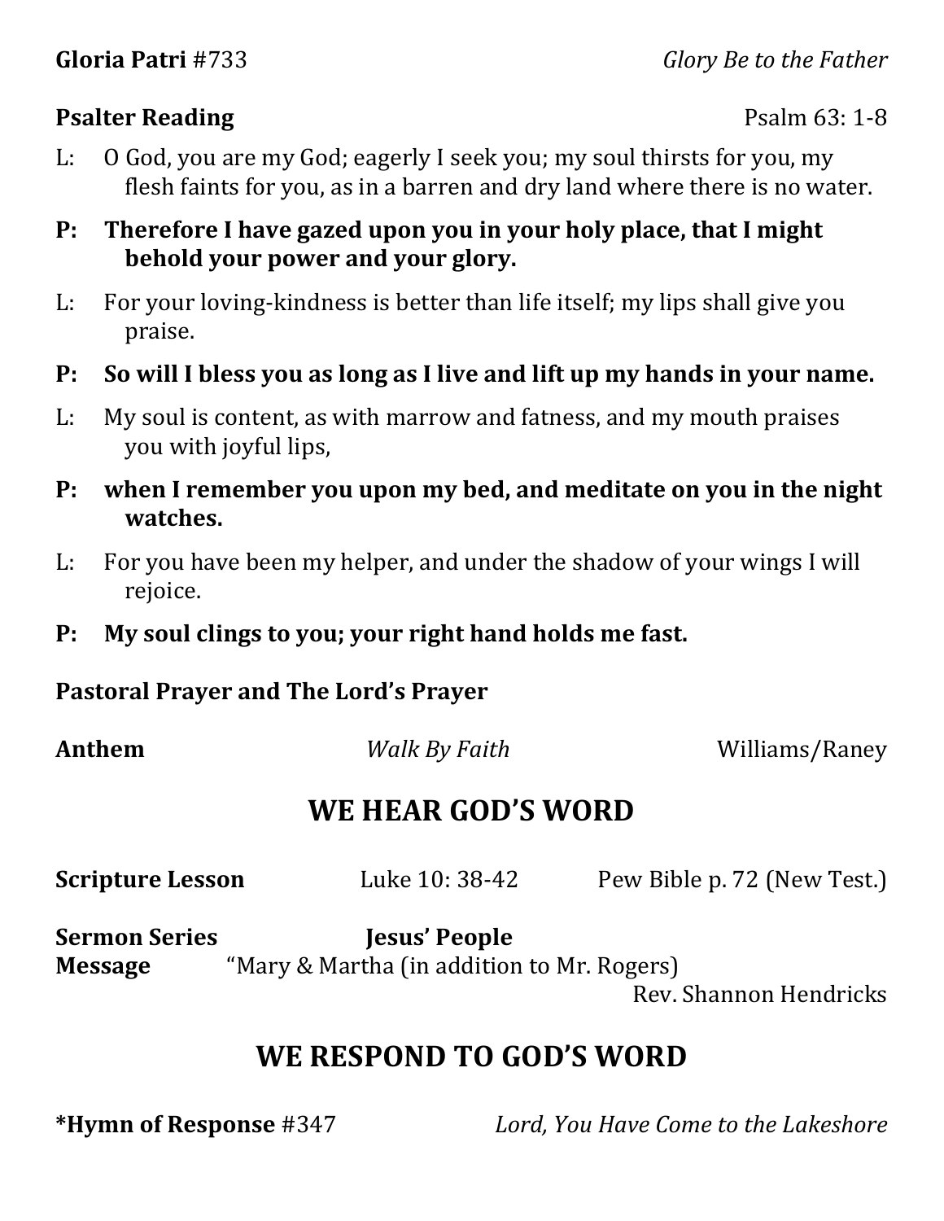**Gloria Patri** #733 *Glory Be to the Father*

**Psalter Reading** Psalm 63: 1-8

L: O God, you are my God; eagerly I seek you; my soul thirsts for you, my flesh faints for you, as in a barren and dry land where there is no water.

**P: Therefore I have gazed upon you in your holy place, that I might behold your power and your glory.**

L: For your loving-kindness is better than life itself; my lips shall give you praise.

**P: So will I bless you as long as I live and lift up my hands in your name.**

L: My soul is content, as with marrow and fatness, and my mouth praises you with joyful lips,

**P: when I remember you upon my bed, and meditate on you in the night watches.**

L: For you have been my helper, and under the shadow of your wings I will rejoice.

**P: My soul clings to you; your right hand holds me fast.**

**Pastoral Prayer and The Lord's Prayer**

**Anthem** *Walk By Faith* Williams/Raney

## WE HEAR GOD'S WORD

**Scripture Lesson** Luke 10: 38-42 Pew Bible p. 72 (New Test.)

**Sermon Series** **Jesus' People**
**Message** "Mary & Martha (in addition to Mr. Rogers)
Rev. Shannon Hendricks

## WE RESPOND TO GOD'S WORD

***Hymn of Response** #347 *Lord, You Have Come to the Lakeshore*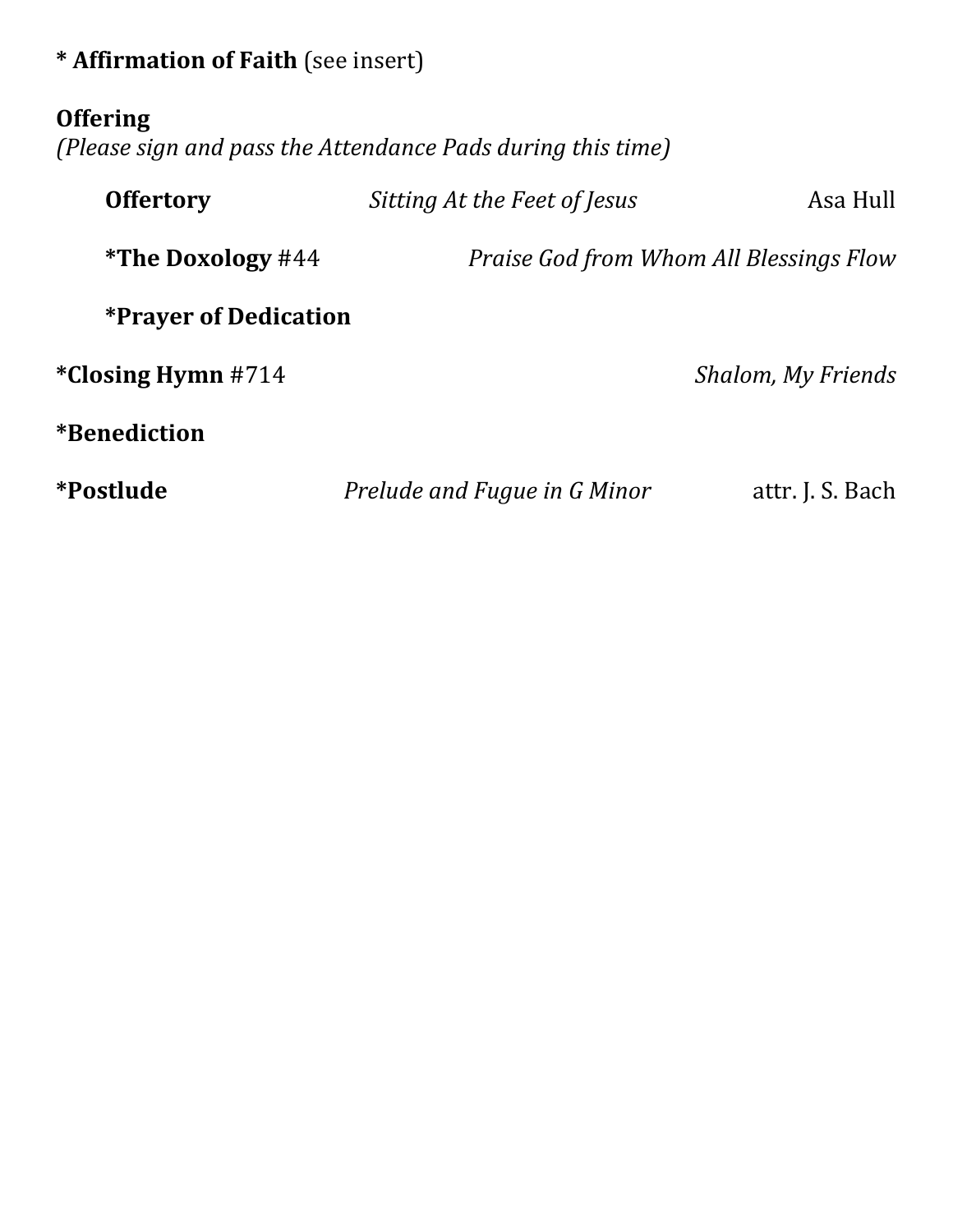**\* Affirmation of Faith** (see insert)

**Offering**
*(Please sign and pass the Attendance Pads during this time)*

**Offertory** *Sitting At the Feet of Jesus* Asa Hull

**\*The Doxology** #44 *Praise God from Whom All Blessings Flow*

**\*Prayer of Dedication**

**\*Closing Hymn** #714 *Shalom, My Friends*

**\*Benediction**

**\*Postlude** *Prelude and Fugue in G Minor* attr. J. S. Bach